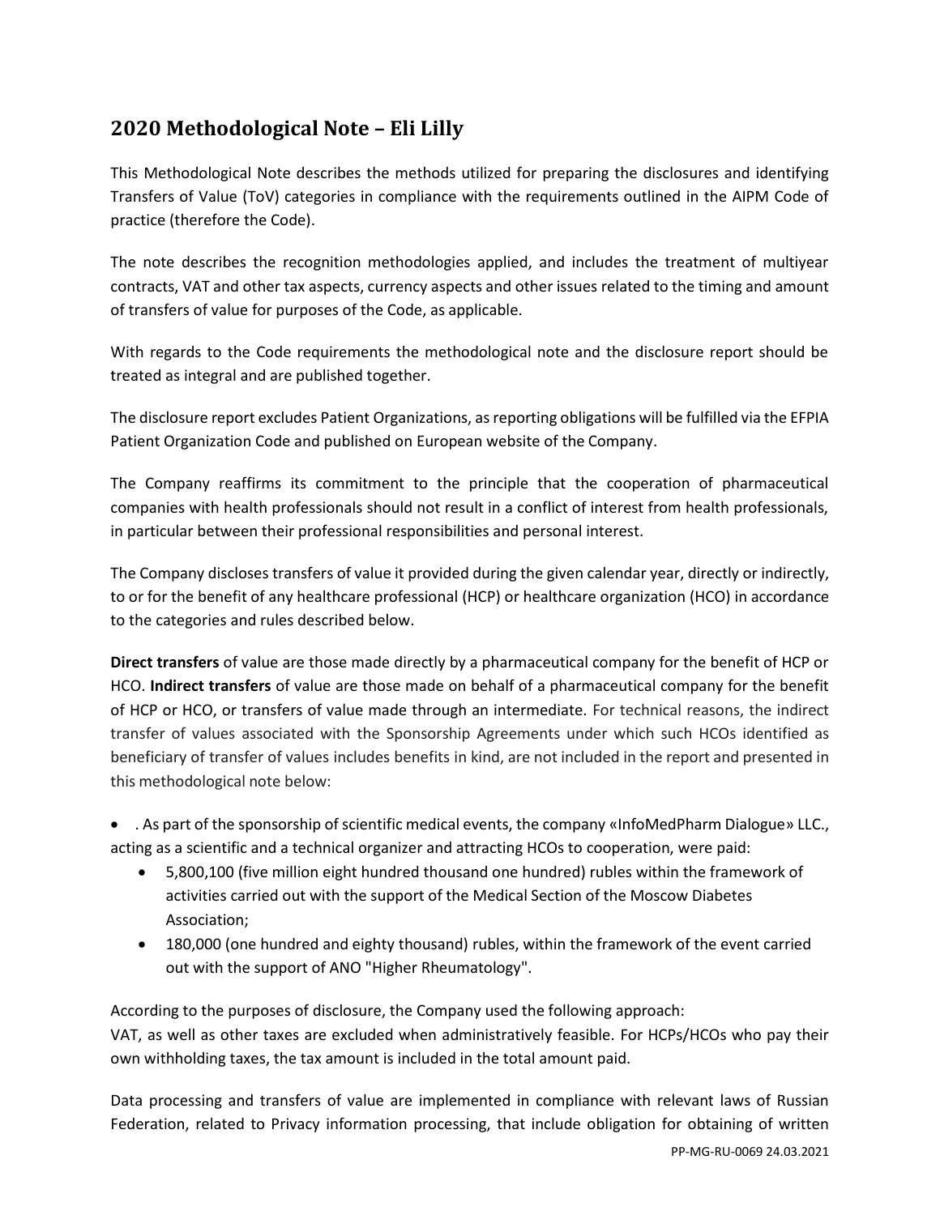## 2020 Methodological Note – Eli Lilly

This Methodological Note describes the methods utilized for preparing the disclosures and identifying Transfers of Value (ToV) categories in compliance with the requirements outlined in the AIPM Code of practice (therefore the Code).

The note describes the recognition methodologies applied, and includes the treatment of multiyear contracts, VAT and other tax aspects, currency aspects and other issues related to the timing and amount of transfers of value for purposes of the Code, as applicable.

With regards to the Code requirements the methodological note and the disclosure report should be treated as integral and are published together.

The disclosure report excludes Patient Organizations, as reporting obligations will be fulfilled via the EFPIA Patient Organization Code and published on European website of the Company.

The Company reaffirms its commitment to the principle that the cooperation of pharmaceutical companies with health professionals should not result in a conflict of interest from health professionals, in particular between their professional responsibilities and personal interest.

The Company discloses transfers of value it provided during the given calendar year, directly or indirectly, to or for the benefit of any healthcare professional (HCP) or healthcare organization (HCO) in accordance to the categories and rules described below.

**Direct transfers** of value are those made directly by a pharmaceutical company for the benefit of HCP or HCO. **Indirect transfers** of value are those made on behalf of a pharmaceutical company for the benefit of HCP or HCO, or transfers of value made through an intermediate. For technical reasons, the indirect transfer of values associated with the Sponsorship Agreements under which such HCOs identified as beneficiary of transfer of values includes benefits in kind, are not included in the report and presented in this methodological note below:

- . As part of the sponsorship of scientific medical events, the company «InfoMedPharm Dialogue» LLC., acting as a scientific and a technical organizer and attracting HCOs to cooperation, were paid:
  - 5,800,100 (five million eight hundred thousand one hundred) rubles within the framework of activities carried out with the support of the Medical Section of the Moscow Diabetes Association;
  - 180,000 (one hundred and eighty thousand) rubles, within the framework of the event carried out with the support of ANO "Higher Rheumatology".

According to the purposes of disclosure, the Company used the following approach:
VAT, as well as other taxes are excluded when administratively feasible. For HCPs/HCOs who pay their own withholding taxes, the tax amount is included in the total amount paid.

Data processing and transfers of value are implemented in compliance with relevant laws of Russian Federation, related to Privacy information processing, that include obligation for obtaining of written

PP-MG-RU-0069 24.03.2021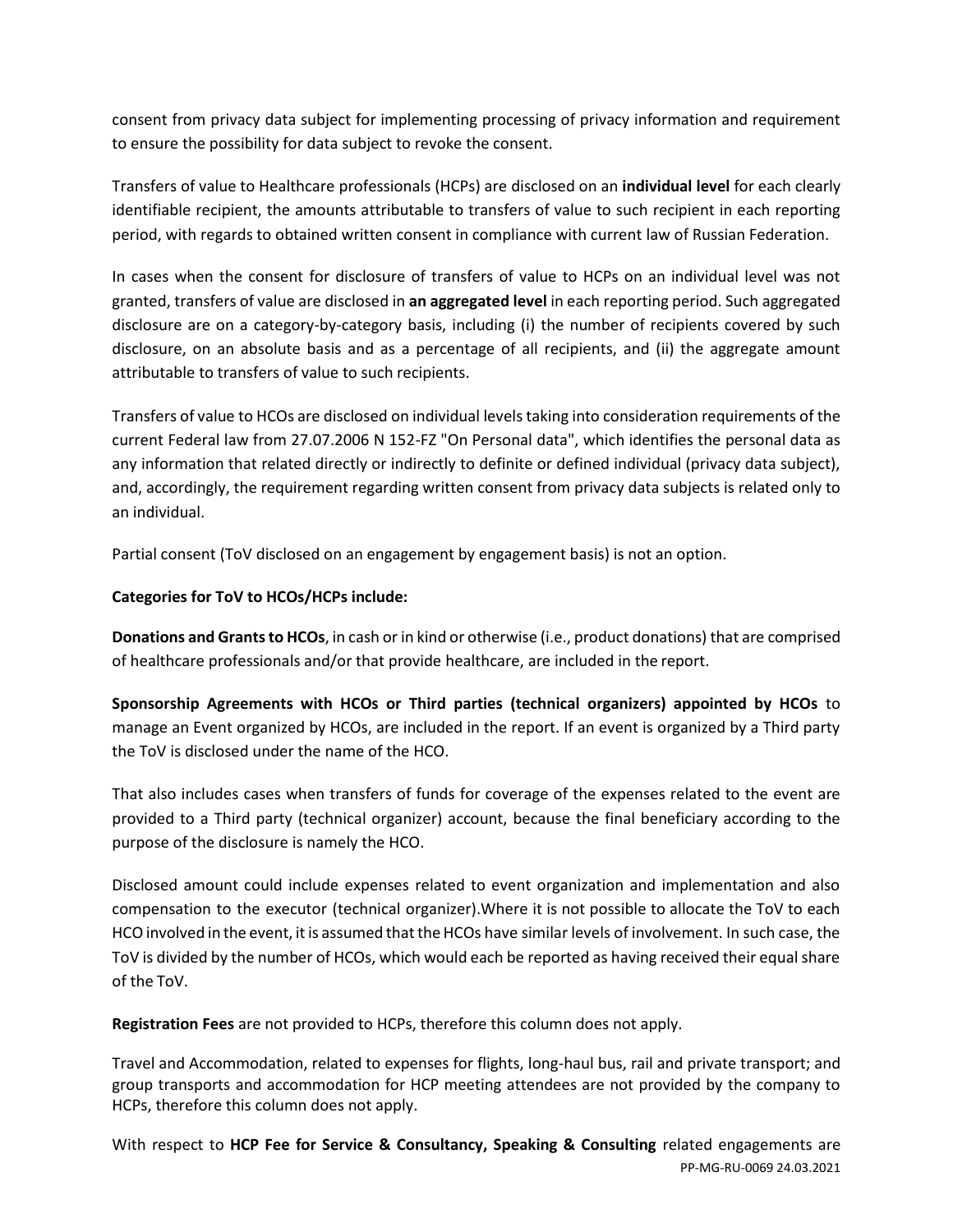consent from privacy data subject for implementing processing of privacy information and requirement to ensure the possibility for data subject to revoke the consent.

Transfers of value to Healthcare professionals (HCPs) are disclosed on an **individual level** for each clearly identifiable recipient, the amounts attributable to transfers of value to such recipient in each reporting period, with regards to obtained written consent in compliance with current law of Russian Federation.

In cases when the consent for disclosure of transfers of value to HCPs on an individual level was not granted, transfers of value are disclosed in **an aggregated level** in each reporting period. Such aggregated disclosure are on a category-by-category basis, including (i) the number of recipients covered by such disclosure, on an absolute basis and as a percentage of all recipients, and (ii) the aggregate amount attributable to transfers of value to such recipients.

Transfers of value to HCOs are disclosed on individual levels taking into consideration requirements of the current Federal law from 27.07.2006 N 152-FZ "On Personal data", which identifies the personal data as any information that related directly or indirectly to definite or defined individual (privacy data subject), and, accordingly, the requirement regarding written consent from privacy data subjects is related only to an individual.

Partial consent (ToV disclosed on an engagement by engagement basis) is not an option.

**Categories for ToV to HCOs/HCPs include:**

**Donations and Grants to HCOs**, in cash or in kind or otherwise (i.e., product donations) that are comprised of healthcare professionals and/or that provide healthcare, are included in the report.

**Sponsorship Agreements with HCOs or Third parties (technical organizers) appointed by HCOs** to manage an Event organized by HCOs, are included in the report. If an event is organized by a Third party the ToV is disclosed under the name of the HCO.

That also includes cases when transfers of funds for coverage of the expenses related to the event are provided to a Third party (technical organizer) account, because the final beneficiary according to the purpose of the disclosure is namely the HCO.

Disclosed amount could include expenses related to event organization and implementation and also compensation to the executor (technical organizer).Where it is not possible to allocate the ToV to each HCO involved in the event, it is assumed that the HCOs have similar levels of involvement. In such case, the ToV is divided by the number of HCOs, which would each be reported as having received their equal share of the ToV.

**Registration Fees** are not provided to HCPs, therefore this column does not apply.

Travel and Accommodation, related to expenses for flights, long-haul bus, rail and private transport; and group transports and accommodation for HCP meeting attendees are not provided by the company to HCPs, therefore this column does not apply.

With respect to **HCP Fee for Service & Consultancy, Speaking & Consulting** related engagements are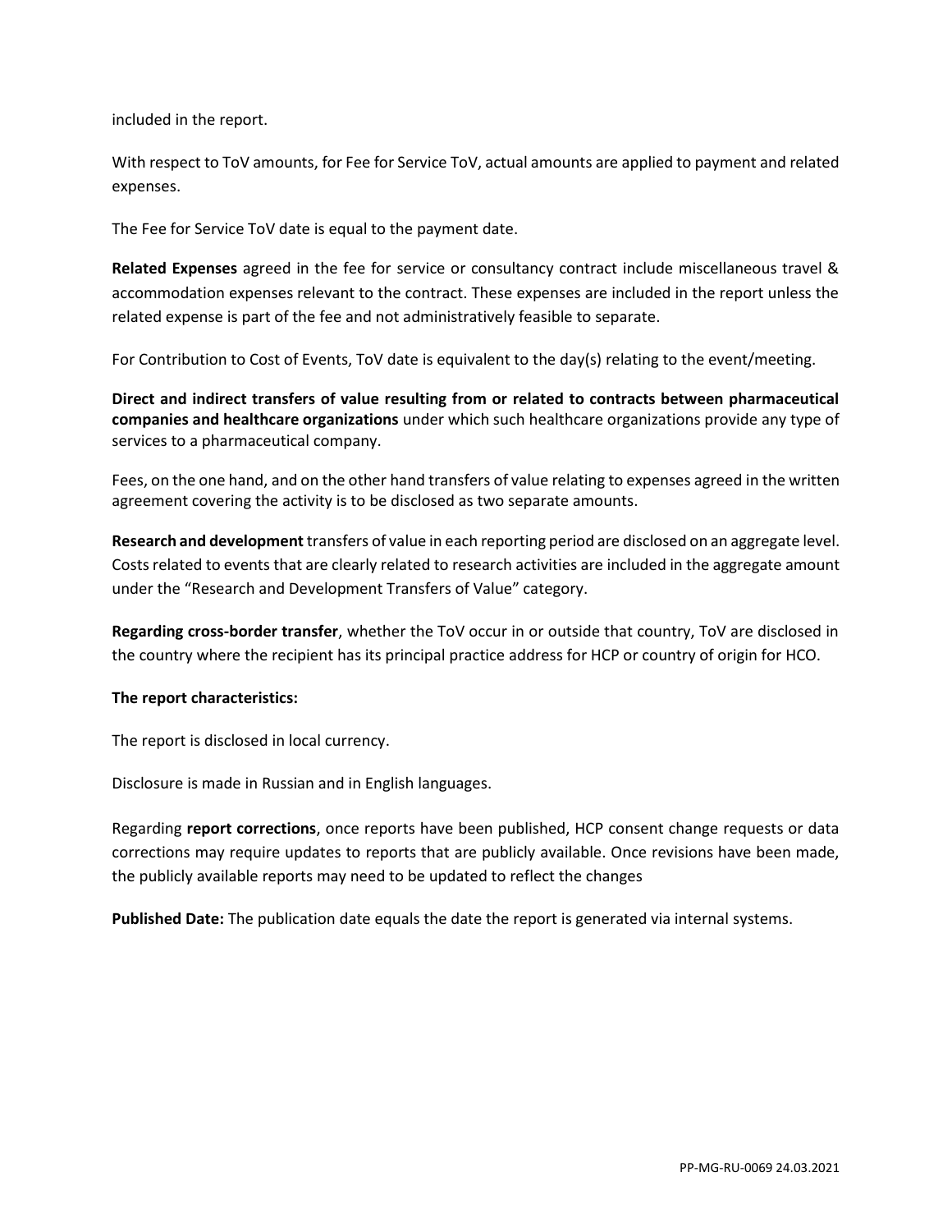included in the report.

With respect to ToV amounts, for Fee for Service ToV, actual amounts are applied to payment and related expenses.

The Fee for Service ToV date is equal to the payment date.

**Related Expenses** agreed in the fee for service or consultancy contract include miscellaneous travel & accommodation expenses relevant to the contract. These expenses are included in the report unless the related expense is part of the fee and not administratively feasible to separate.

For Contribution to Cost of Events, ToV date is equivalent to the day(s) relating to the event/meeting.

**Direct and indirect transfers of value resulting from or related to contracts between pharmaceutical companies and healthcare organizations** under which such healthcare organizations provide any type of services to a pharmaceutical company.

Fees, on the one hand, and on the other hand transfers of value relating to expenses agreed in the written agreement covering the activity is to be disclosed as two separate amounts.

**Research and development** transfers of value in each reporting period are disclosed on an aggregate level. Costs related to events that are clearly related to research activities are included in the aggregate amount under the "Research and Development Transfers of Value" category.

**Regarding cross-border transfer**, whether the ToV occur in or outside that country, ToV are disclosed in the country where the recipient has its principal practice address for HCP or country of origin for HCO.

**The report characteristics:**

The report is disclosed in local currency.

Disclosure is made in Russian and in English languages.

Regarding **report corrections**, once reports have been published, HCP consent change requests or data corrections may require updates to reports that are publicly available. Once revisions have been made, the publicly available reports may need to be updated to reflect the changes

**Published Date:** The publication date equals the date the report is generated via internal systems.

PP-MG-RU-0069 24.03.2021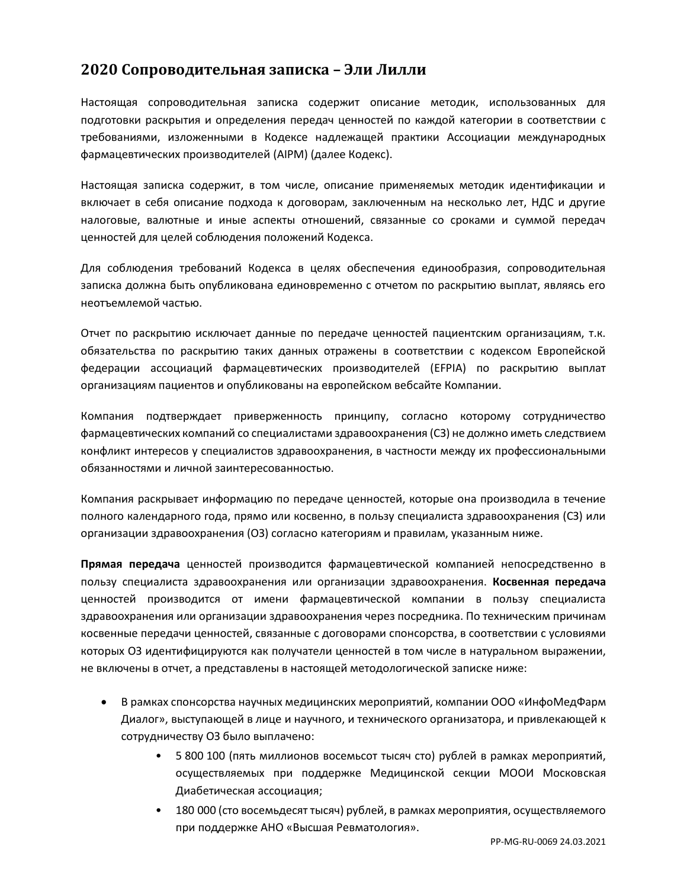## 2020 Сопроводительная записка – Эли Лилли

Настоящая сопроводительная записка содержит описание методик, использованных для подготовки раскрытия и определения передач ценностей по каждой категории в соответствии с требованиями, изложенными в Кодексе надлежащей практики Ассоциации международных фармацевтических производителей (AIPM) (далее Кодекс).

Настоящая записка содержит, в том числе, описание применяемых методик идентификации и включает в себя описание подхода к договорам, заключенным на несколько лет, НДС и другие налоговые, валютные и иные аспекты отношений, связанные со сроками и суммой передач ценностей для целей соблюдения положений Кодекса.

Для соблюдения требований Кодекса в целях обеспечения единообразия, сопроводительная записка должна быть опубликована единовременно с отчетом по раскрытию выплат, являясь его неотъемлемой частью.

Отчет по раскрытию исключает данные по передаче ценностей пациентским организациям, т.к. обязательства по раскрытию таких данных отражены в соответствии с кодексом Европейской федерации ассоциаций фармацевтических производителей (EFPIA) по раскрытию выплат организациям пациентов и опубликованы на европейском вебсайте Компании.

Компания подтверждает приверженность принципу, согласно которому сотрудничество фармацевтических компаний со специалистами здравоохранения (СЗ) не должно иметь следствием конфликт интересов у специалистов здравоохранения, в частности между их профессиональными обязанностями и личной заинтересованностью.

Компания раскрывает информацию по передаче ценностей, которые она производила в течение полного календарного года, прямо или косвенно, в пользу специалиста здравоохранения (СЗ) или организации здравоохранения (ОЗ) согласно категориям и правилам, указанным ниже.

**Прямая передача** ценностей производится фармацевтической компанией непосредственно в пользу специалиста здравоохранения или организации здравоохранения. **Косвенная передача** ценностей производится от имени фармацевтической компании в пользу специалиста здравоохранения или организации здравоохранения через посредника. По техническим причинам косвенные передачи ценностей, связанные с договорами спонсорства, в соответствии с условиями которых ОЗ идентифицируются как получатели ценностей в том числе в натуральном выражении, не включены в отчет, а представлены в настоящей методологической записке ниже:

- В рамках спонсорства научных медицинских мероприятий, компании ООО «ИнфоМедФарм Диалог», выступающей в лице и научного, и технического организатора, и привлекающей к сотрудничеству ОЗ было выплачено:
    - 5 800 100 (пять миллионов восемьсот тысяч сто) рублей в рамках мероприятий, осуществляемых при поддержке Медицинской секции МООИ Московская Диабетическая ассоциация;
    - 180 000 (сто восемьдесят тысяч) рублей, в рамках мероприятия, осуществляемого при поддержке АНО «Высшая Ревматология».

PP-MG-RU-0069 24.03.2021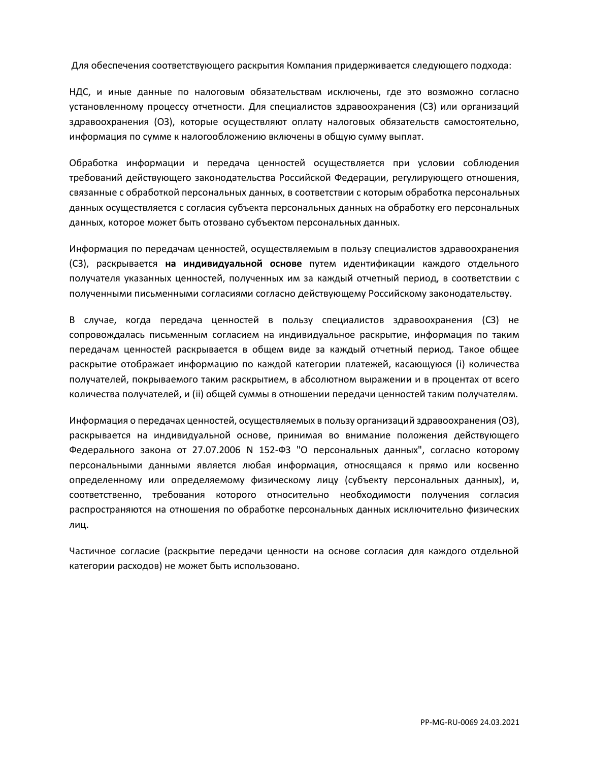Для обеспечения соответствующего раскрытия Компания придерживается следующего подхода:

НДС, и иные данные по налоговым обязательствам исключены, где это возможно согласно установленному процессу отчетности. Для специалистов здравоохранения (СЗ) или организаций здравоохранения (ОЗ), которые осуществляют оплату налоговых обязательств самостоятельно, информация по сумме к налогообложению включены в общую сумму выплат.

Обработка информации и передача ценностей осуществляется при условии соблюдения требований действующего законодательства Российской Федерации, регулирующего отношения, связанные с обработкой персональных данных, в соответствии с которым обработка персональных данных осуществляется с согласия субъекта персональных данных на обработку его персональных данных, которое может быть отозвано субъектом персональных данных.

Информация по передачам ценностей, осуществляемым в пользу специалистов здравоохранения (СЗ), раскрывается **на индивидуальной основе** путем идентификации каждого отдельного получателя указанных ценностей, полученных им за каждый отчетный период, в соответствии с полученными письменными согласиями согласно действующему Российскому законодательству.

В случае, когда передача ценностей в пользу специалистов здравоохранения (СЗ) не сопровождалась письменным согласием на индивидуальное раскрытие, информация по таким передачам ценностей раскрывается в общем виде за каждый отчетный период. Такое общее раскрытие отображает информацию по каждой категории платежей, касающуюся (i) количества получателей, покрываемого таким раскрытием, в абсолютном выражении и в процентах от всего количества получателей, и (ii) общей суммы в отношении передачи ценностей таким получателям.

Информация о передачах ценностей, осуществляемых в пользу организаций здравоохранения (ОЗ), раскрывается на индивидуальной основе, принимая во внимание положения действующего Федерального закона от 27.07.2006 N 152-ФЗ "О персональных данных", согласно которому персональными данными является любая информация, относящаяся к прямо или косвенно определенному или определяемому физическому лицу (субъекту персональных данных), и, соответственно, требования которого относительно необходимости получения согласия распространяются на отношения по обработке персональных данных исключительно физических лиц.

Частичное согласие (раскрытие передачи ценности на основе согласия для каждого отдельной категории расходов) не может быть использовано.

PP-MG-RU-0069 24.03.2021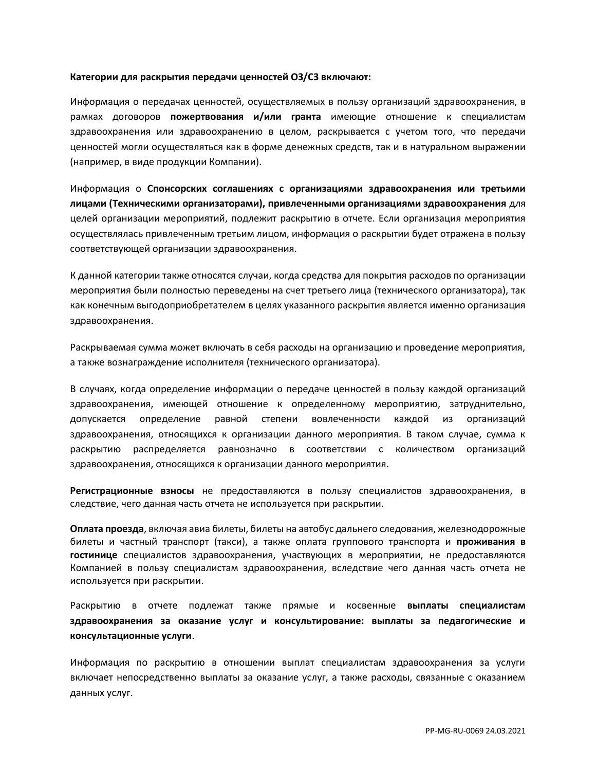**Категории для раскрытия передачи ценностей ОЗ/СЗ включают:**

Информация о передачах ценностей, осуществляемых в пользу организаций здравоохранения, в рамках договоров **пожертвования и/или гранта** имеющие отношение к специалистам здравоохранения или здравоохранению в целом, раскрывается с учетом того, что передачи ценностей могли осуществляться как в форме денежных средств, так и в натуральном выражении (например, в виде продукции Компании).

Информация о **Спонсорских соглашениях с организациями здравоохранения или третьими лицами (Техническими организаторами), привлеченными организациями здравоохранения** для целей организации мероприятий, подлежит раскрытию в отчете. Если организация мероприятия осуществлялась привлеченным третьим лицом, информация о раскрытии будет отражена в пользу соответствующей организации здравоохранения.

К данной категории также относятся случаи, когда средства для покрытия расходов по организации мероприятия были полностью переведены на счет третьего лица (технического организатора), так как конечным выгодоприобретателем в целях указанного раскрытия является именно организация здравоохранения.

Раскрываемая сумма может включать в себя расходы на организацию и проведение мероприятия, а также вознаграждение исполнителя (технического организатора).

В случаях, когда определение информации о передаче ценностей в пользу каждой организаций здравоохранения, имеющей отношение к определенному мероприятию, затруднительно, допускается определение равной степени вовлеченности каждой из организаций здравоохранения, относящихся к организации данного мероприятия. В таком случае, сумма к раскрытию распределяется равнозначно в соответствии с количеством организаций здравоохранения, относящихся к организации данного мероприятия.

**Регистрационные взносы** не предоставляются в пользу специалистов здравоохранения, в следствие, чего данная часть отчета не используется при раскрытии.

**Оплата проезда**, включая авиа билеты, билеты на автобус дальнего следования, железнодорожные билеты и частный транспорт (такси), а также оплата группового транспорта и **проживания в гостинице** специалистов здравоохранения, участвующих в мероприятии, не предоставляются Компанией в пользу специалистам здравоохранения, вследствие чего данная часть отчета не используется при раскрытии.

Раскрытию в отчете подлежат также прямые и косвенные **выплаты специалистам здравоохранения за оказание услуг и консультирование: выплаты за педагогические и консультационные услуги**.

Информация по раскрытию в отношении выплат специалистам здравоохранения за услуги включает непосредственно выплаты за оказание услуг, а также расходы, связанные с оказанием данных услуг.

PP-MG-RU-0069 24.03.2021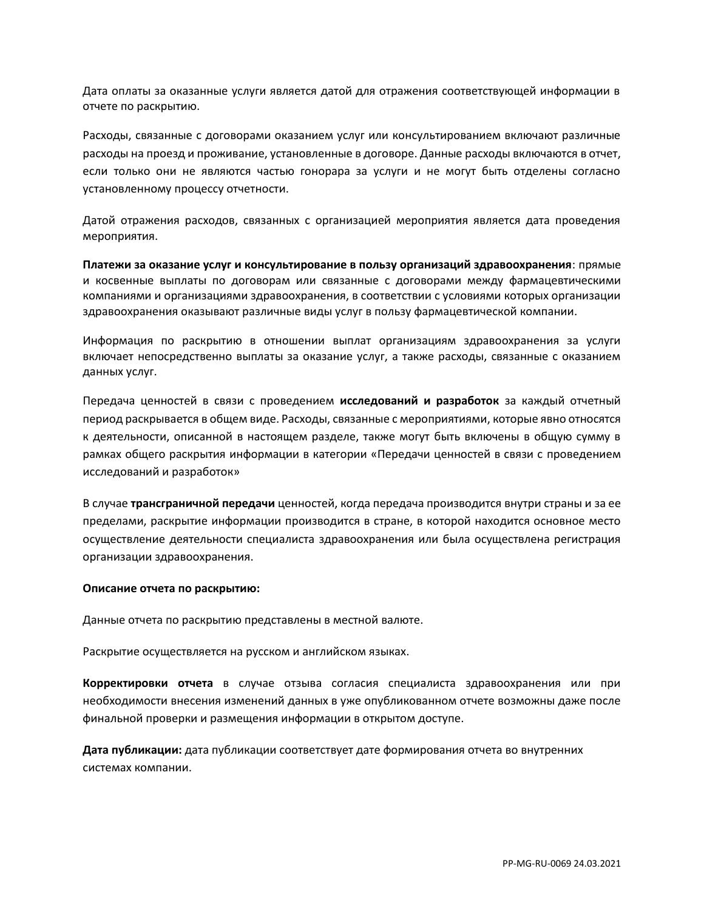Дата оплаты за оказанные услуги является датой для отражения соответствующей информации в отчете по раскрытию.

Расходы, связанные с договорами оказанием услуг или консультированием включают различные расходы на проезд и проживание, установленные в договоре. Данные расходы включаются в отчет, если только они не являются частью гонорара за услуги и не могут быть отделены согласно установленному процессу отчетности.

Датой отражения расходов, связанных с организацией мероприятия является дата проведения мероприятия.

**Платежи за оказание услуг и консультирование в пользу организаций здравоохранения**: прямые и косвенные выплаты по договорам или связанные с договорами между фармацевтическими компаниями и организациями здравоохранения, в соответствии с условиями которых организации здравоохранения оказывают различные виды услуг в пользу фармацевтической компании.

Информация по раскрытию в отношении выплат организациям здравоохранения за услуги включает непосредственно выплаты за оказание услуг, а также расходы, связанные с оказанием данных услуг.

Передача ценностей в связи с проведением **исследований и разработок** за каждый отчетный период раскрывается в общем виде. Расходы, связанные с мероприятиями, которые явно относятся к деятельности, описанной в настоящем разделе, также могут быть включены в общую сумму в рамках общего раскрытия информации в категории «Передачи ценностей в связи с проведением исследований и разработок»

В случае **трансграничной передачи** ценностей, когда передача производится внутри страны и за ее пределами, раскрытие информации производится в стране, в которой находится основное место осуществление деятельности специалиста здравоохранения или была осуществлена регистрация организации здравоохранения.

**Описание отчета по раскрытию:**

Данные отчета по раскрытию представлены в местной валюте.

Раскрытие осуществляется на русском и английском языках.

**Корректировки отчета** в случае отзыва согласия специалиста здравоохранения или при необходимости внесения изменений данных в уже опубликованном отчете возможны даже после финальной проверки и размещения информации в открытом доступе.

**Дата публикации:** дата публикации соответствует дате формирования отчета во внутренних системах компании.

PP-MG-RU-0069 24.03.2021